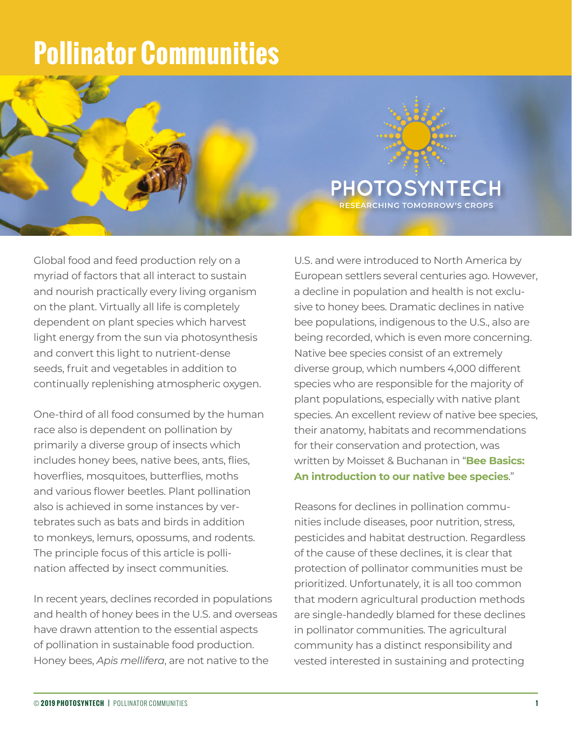# Pollinator Communities

PHOTOSYNTECH
RESEARCHING TOMORROW'S CROPS

Global food and feed production rely on a myriad of factors that all interact to sustain and nourish practically every living organism on the plant. Virtually all life is completely dependent on plant species which harvest light energy from the sun via photosynthesis and convert this light to nutrient-dense seeds, fruit and vegetables in addition to continually replenishing atmospheric oxygen.

One-third of all food consumed by the human race also is dependent on pollination by primarily a diverse group of insects which includes honey bees, native bees, ants, flies, hoverflies, mosquitoes, butterflies, moths and various flower beetles. Plant pollination also is achieved in some instances by vertebrates such as bats and birds in addition to monkeys, lemurs, opossums, and rodents. The principle focus of this article is pollination affected by insect communities.

In recent years, declines recorded in populations and health of honey bees in the U.S. and overseas have drawn attention to the essential aspects of pollination in sustainable food production. Honey bees, *Apis mellifera*, are not native to the U.S. and were introduced to North America by European settlers several centuries ago. However, a decline in population and health is not exclusive to honey bees. Dramatic declines in native bee populations, indigenous to the U.S., also are being recorded, which is even more concerning. Native bee species consist of an extremely diverse group, which numbers 4,000 different species who are responsible for the majority of plant populations, especially with native plant species. An excellent review of native bee species, their anatomy, habitats and recommendations for their conservation and protection, was written by Moisset & Buchanan in "**Bee Basics: An introduction to our native bee species**."

Reasons for declines in pollination communities include diseases, poor nutrition, stress, pesticides and habitat destruction. Regardless of the cause of these declines, it is clear that protection of pollinator communities must be prioritized. Unfortunately, it is all too common that modern agricultural production methods are single-handedly blamed for these declines in pollinator communities. The agricultural community has a distinct responsibility and vested interested in sustaining and protecting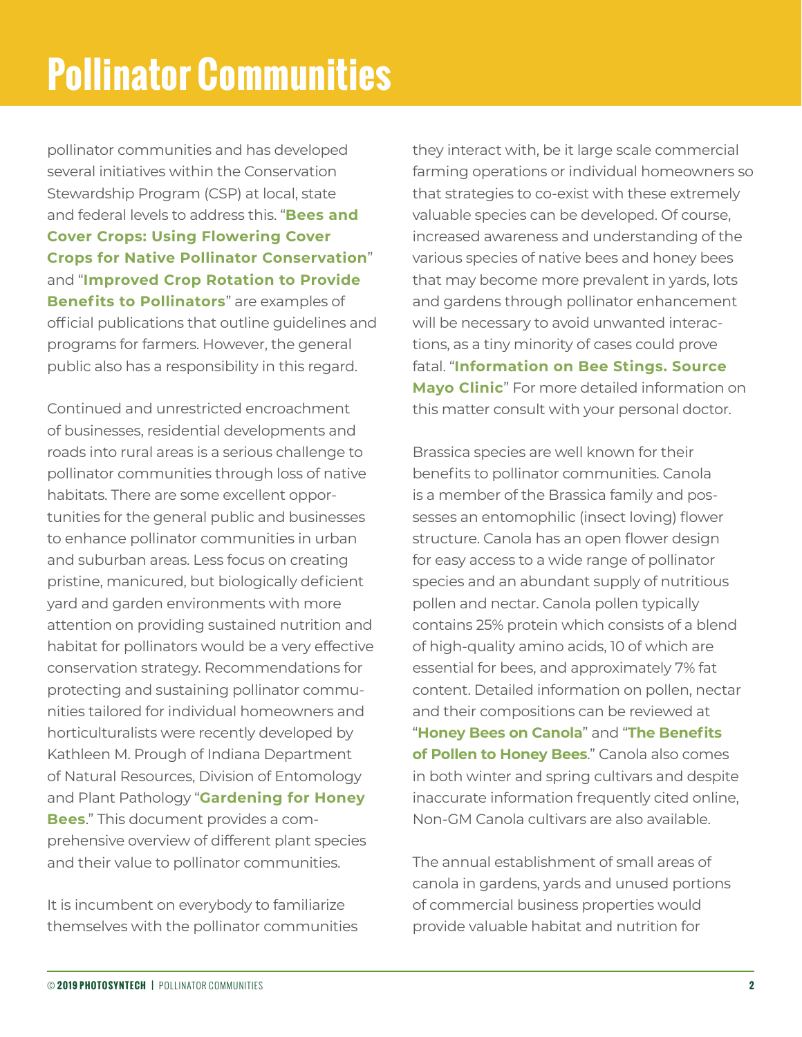# Pollinator Communities

pollinator communities and has developed several initiatives within the Conservation Stewardship Program (CSP) at local, state and federal levels to address this. "**Bees and Cover Crops: Using Flowering Cover Crops for Native Pollinator Conservation**" and "**Improved Crop Rotation to Provide Benefits to Pollinators**" are examples of official publications that outline guidelines and programs for farmers. However, the general public also has a responsibility in this regard.

Continued and unrestricted encroachment of businesses, residential developments and roads into rural areas is a serious challenge to pollinator communities through loss of native habitats. There are some excellent opportunities for the general public and businesses to enhance pollinator communities in urban and suburban areas. Less focus on creating pristine, manicured, but biologically deficient yard and garden environments with more attention on providing sustained nutrition and habitat for pollinators would be a very effective conservation strategy. Recommendations for protecting and sustaining pollinator communities tailored for individual homeowners and horticulturalists were recently developed by Kathleen M. Prough of Indiana Department of Natural Resources, Division of Entomology and Plant Pathology "**Gardening for Honey Bees**." This document provides a comprehensive overview of different plant species and their value to pollinator communities.

It is incumbent on everybody to familiarize themselves with the pollinator communities they interact with, be it large scale commercial farming operations or individual homeowners so that strategies to co-exist with these extremely valuable species can be developed. Of course, increased awareness and understanding of the various species of native bees and honey bees that may become more prevalent in yards, lots and gardens through pollinator enhancement will be necessary to avoid unwanted interactions, as a tiny minority of cases could prove fatal. "**Information on Bee Stings. Source Mayo Clinic**" For more detailed information on this matter consult with your personal doctor.

Brassica species are well known for their benefits to pollinator communities. Canola is a member of the Brassica family and possesses an entomophilic (insect loving) flower structure. Canola has an open flower design for easy access to a wide range of pollinator species and an abundant supply of nutritious pollen and nectar. Canola pollen typically contains 25% protein which consists of a blend of high-quality amino acids, 10 of which are essential for bees, and approximately 7% fat content. Detailed information on pollen, nectar and their compositions can be reviewed at "**Honey Bees on Canola**" and "**The Benefits of Pollen to Honey Bees**." Canola also comes in both winter and spring cultivars and despite inaccurate information frequently cited online, Non-GM Canola cultivars are also available.

The annual establishment of small areas of canola in gardens, yards and unused portions of commercial business properties would provide valuable habitat and nutrition for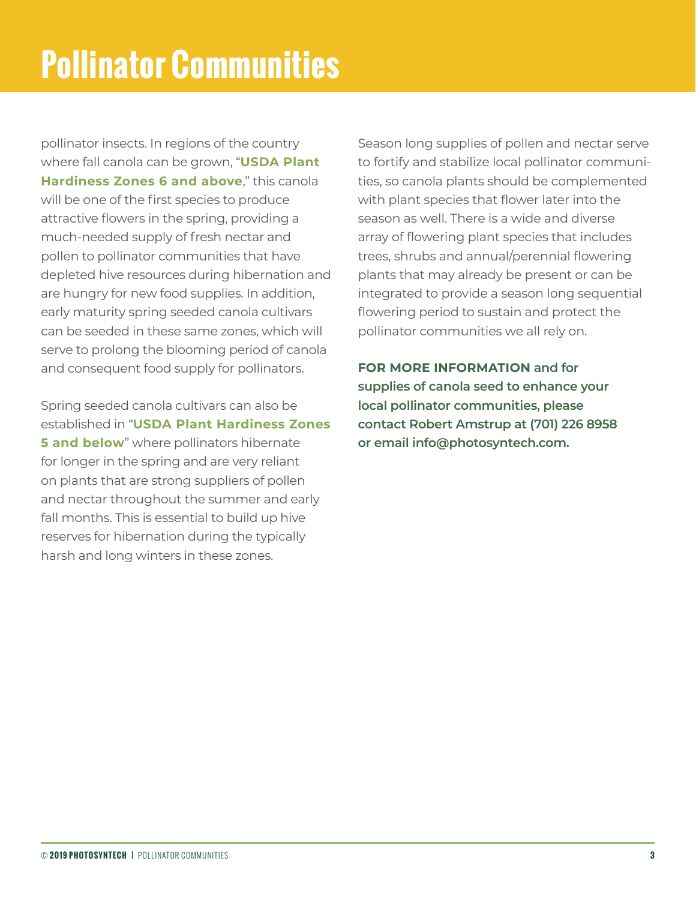# Pollinator Communities

pollinator insects. In regions of the country where fall canola can be grown, "**USDA Plant Hardiness Zones 6 and above**," this canola will be one of the first species to produce attractive flowers in the spring, providing a much-needed supply of fresh nectar and pollen to pollinator communities that have depleted hive resources during hibernation and are hungry for new food supplies. In addition, early maturity spring seeded canola cultivars can be seeded in these same zones, which will serve to prolong the blooming period of canola and consequent food supply for pollinators.

Spring seeded canola cultivars can also be established in "**USDA Plant Hardiness Zones 5 and below**" where pollinators hibernate for longer in the spring and are very reliant on plants that are strong suppliers of pollen and nectar throughout the summer and early fall months. This is essential to build up hive reserves for hibernation during the typically harsh and long winters in these zones.

Season long supplies of pollen and nectar serve to fortify and stabilize local pollinator communities, so canola plants should be complemented with plant species that flower later into the season as well. There is a wide and diverse array of flowering plant species that includes trees, shrubs and annual/perennial flowering plants that may already be present or can be integrated to provide a season long sequential flowering period to sustain and protect the pollinator communities we all rely on.

**FOR MORE INFORMATION and for supplies of canola seed to enhance your local pollinator communities, please contact Robert Amstrup at (701) 226 8958 or email info@photosyntech.com.**